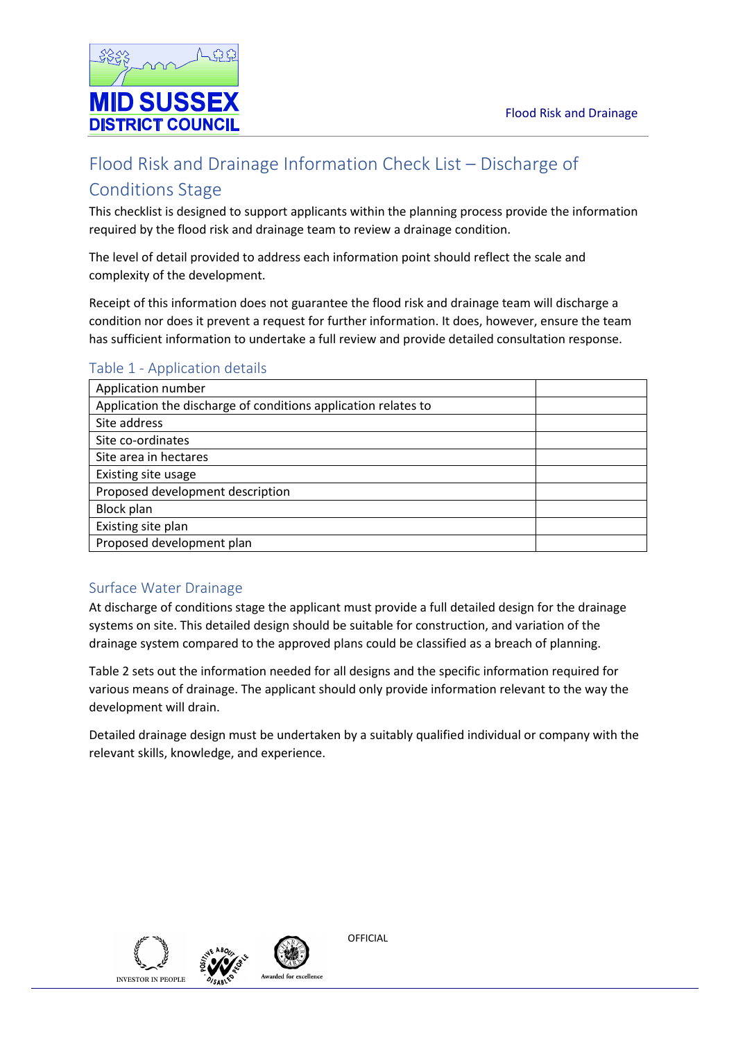# Flood Risk and Drainage Information Check List – Discharge of Conditions Stage

This checklist is designed to support applicants within the planning process provide the information required by the flood risk and drainage team to review a drainage condition.

The level of detail provided to address each information point should reflect the scale and complexity of the development.

Receipt of this information does not guarantee the flood risk and drainage team will discharge a condition nor does it prevent a request for further information. It does, however, ensure the team has sufficient information to undertake a full review and provide detailed consultation response.

## Table 1 - Application details

| Application number | |
|---|---|
| Application the discharge of conditions application relates to | |
| Site address | |
| Site co-ordinates | |
| Site area in hectares | |
| Existing site usage | |
| Proposed development description | |
| Block plan | |
| Existing site plan | |
| Proposed development plan | |

## Surface Water Drainage

At discharge of conditions stage the applicant must provide a full detailed design for the drainage systems on site. This detailed design should be suitable for construction, and variation of the drainage system compared to the approved plans could be classified as a breach of planning.

Table 2 sets out the information needed for all designs and the specific information required for various means of drainage. The applicant should only provide information relevant to the way the development will drain.

Detailed drainage design must be undertaken by a suitably qualified individual or company with the relevant skills, knowledge, and experience.

OFFICIAL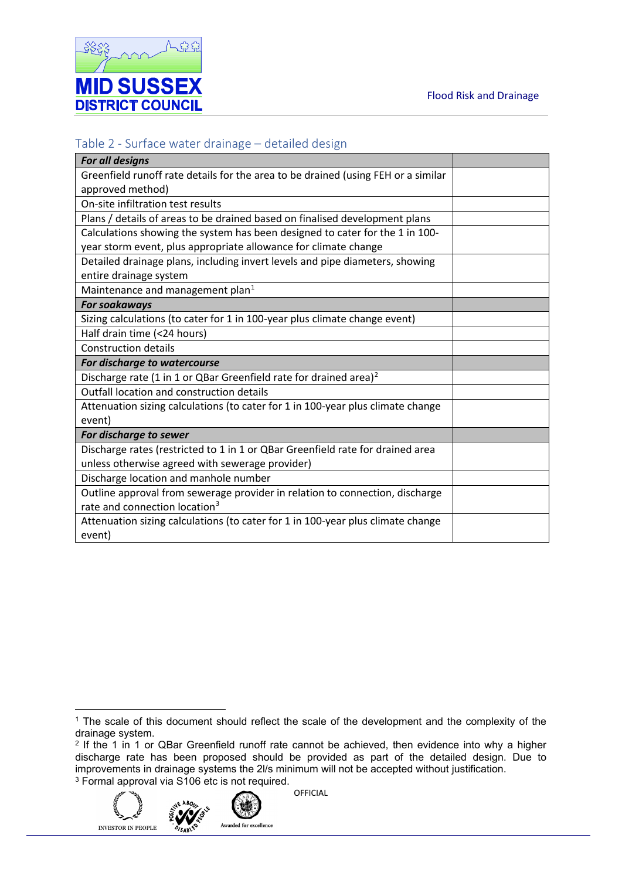## Table 2 - Surface water drainage – detailed design

| ***For all designs*** | |
|---|---|
| Greenfield runoff rate details for the area to be drained (using FEH or a similar approved method) | |
| On-site infiltration test results | |
| Plans / details of areas to be drained based on finalised development plans | |
| Calculations showing the system has been designed to cater for the 1 in 100-year storm event, plus appropriate allowance for climate change | |
| Detailed drainage plans, including invert levels and pipe diameters, showing entire drainage system | |
| Maintenance and management plan[1] | |
| ***For soakaways*** | |
| Sizing calculations (to cater for 1 in 100-year plus climate change event) | |
| Half drain time (<24 hours) | |
| Construction details | |
| ***For discharge to watercourse*** | |
| Discharge rate (1 in 1 or QBar Greenfield rate for drained area)[2] | |
| Outfall location and construction details | |
| Attenuation sizing calculations (to cater for 1 in 100-year plus climate change event) | |
| ***For discharge to sewer*** | |
| Discharge rates (restricted to 1 in 1 or QBar Greenfield rate for drained area unless otherwise agreed with sewerage provider) | |
| Discharge location and manhole number | |
| Outline approval from sewerage provider in relation to connection, discharge rate and connection location[3] | |
| Attenuation sizing calculations (to cater for 1 in 100-year plus climate change event) | |

[1] The scale of this document should reflect the scale of the development and the complexity of the drainage system.

[2] If the 1 in 1 or QBar Greenfield runoff rate cannot be achieved, then evidence into why a higher discharge rate has been proposed should be provided as part of the detailed design. Due to improvements in drainage systems the 2l/s minimum will not be accepted without justification.

[3] Formal approval via S106 etc is not required.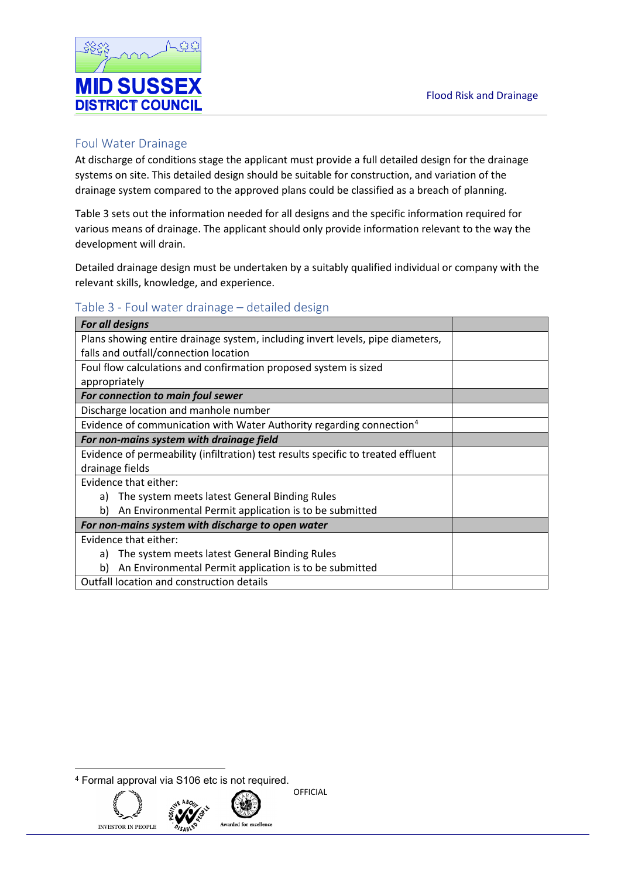## Foul Water Drainage

At discharge of conditions stage the applicant must provide a full detailed design for the drainage systems on site. This detailed design should be suitable for construction, and variation of the drainage system compared to the approved plans could be classified as a breach of planning.

Table 3 sets out the information needed for all designs and the specific information required for various means of drainage. The applicant should only provide information relevant to the way the development will drain.

Detailed drainage design must be undertaken by a suitably qualified individual or company with the relevant skills, knowledge, and experience.

### Table 3 - Foul water drainage – detailed design

| | |
|---|---|
| ***For all designs*** | |
| Plans showing entire drainage system, including invert levels, pipe diameters, falls and outfall/connection location | |
| Foul flow calculations and confirmation proposed system is sized appropriately | |
| ***For connection to main foul sewer*** | |
| Discharge location and manhole number | |
| Evidence of communication with Water Authority regarding connection[4] | |
| ***For non-mains system with drainage field*** | |
| Evidence of permeability (infiltration) test results specific to treated effluent drainage fields | |
| Evidence that either:<br>a) The system meets latest General Binding Rules<br>b) An Environmental Permit application is to be submitted | |
| ***For non-mains system with discharge to open water*** | |
| Evidence that either:<br>a) The system meets latest General Binding Rules<br>b) An Environmental Permit application is to be submitted | |
| Outfall location and construction details | |

[4] Formal approval via S106 etc is not required.

OFFICIAL